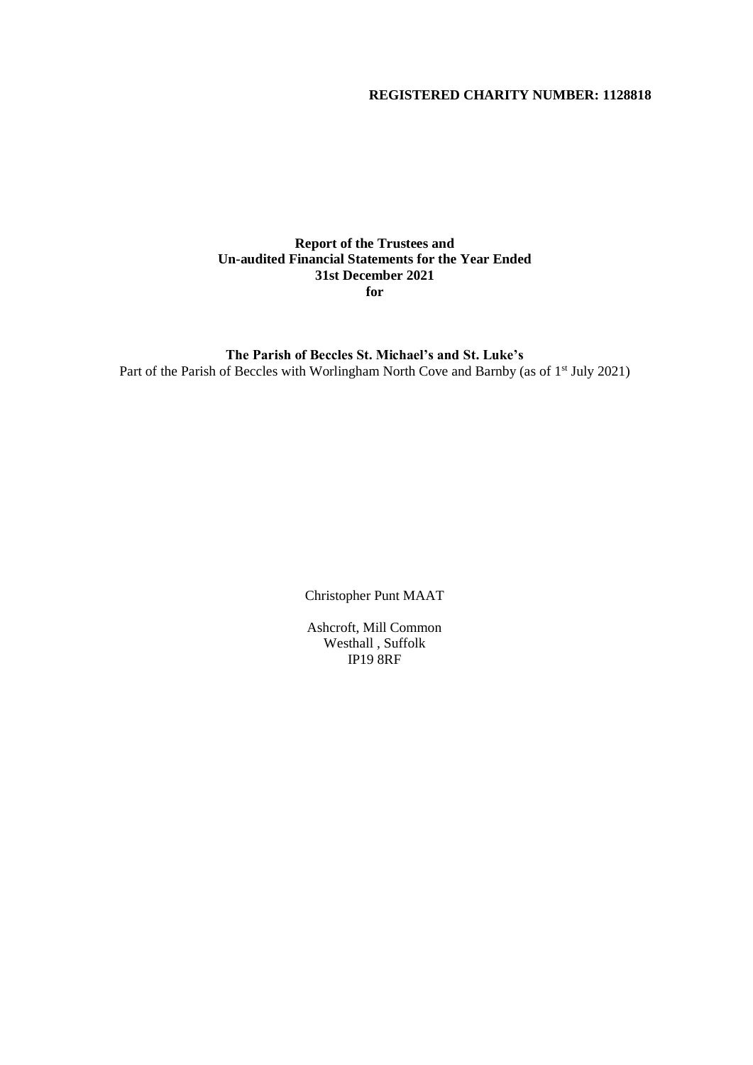**REGISTERED CHARITY NUMBER: 1128818**

**Report of the Trustees and**
**Un-audited Financial Statements for the Year Ended**
**31st December 2021**
**for**

**The Parish of Beccles St. Michael's and St. Luke's**
Part of the Parish of Beccles with Worlingham North Cove and Barnby (as of 1st July 2021)

Christopher Punt MAAT

Ashcroft, Mill Common
Westhall , Suffolk
IP19 8RF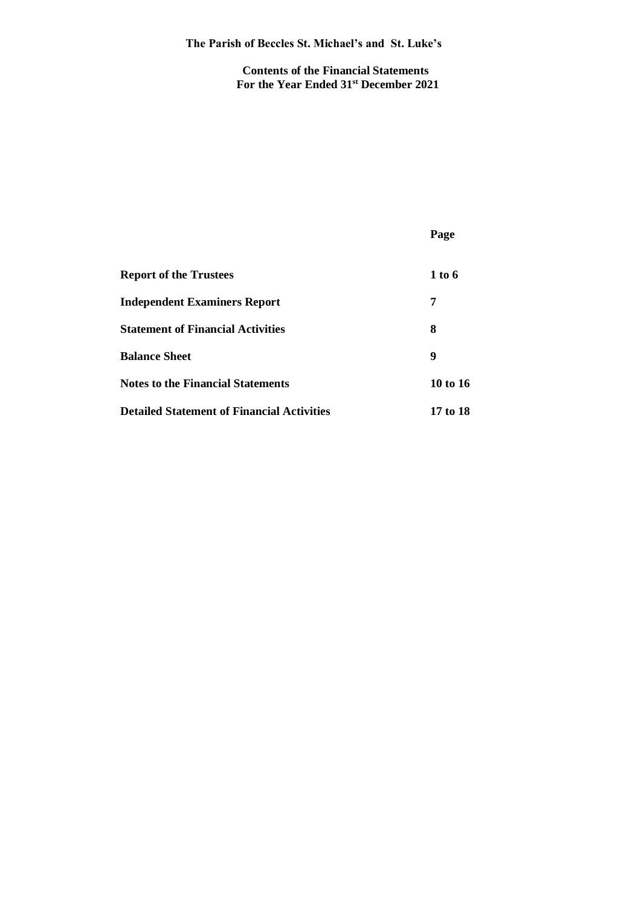# The Parish of Beccles St. Michael's and St. Luke's

## Contents of the Financial Statements
## For the Year Ended 31st December 2021

| | Page |
|---|---|
| **Report of the Trustees** | **1 to 6** |
| **Independent Examiners Report** | **7** |
| **Statement of Financial Activities** | **8** |
| **Balance Sheet** | **9** |
| **Notes to the Financial Statements** | **10 to 16** |
| **Detailed Statement of Financial Activities** | **17 to 18** |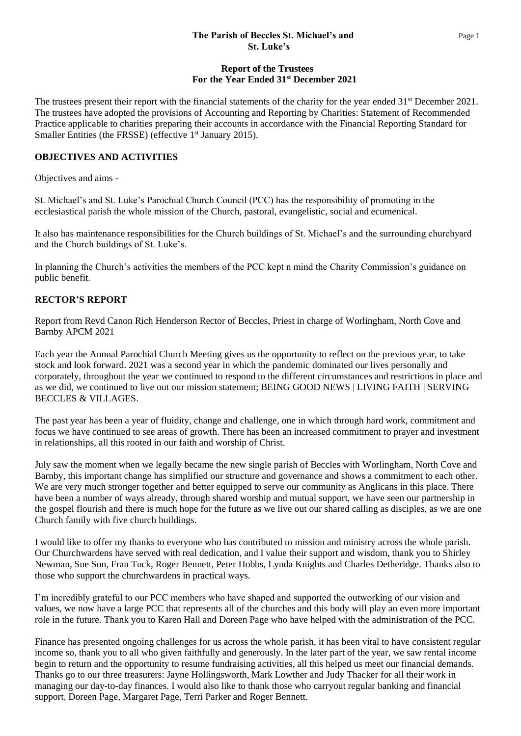**The Parish of Beccles St. Michael's and St. Luke's**

**Report of the Trustees For the Year Ended 31st December 2021**

The trustees present their report with the financial statements of the charity for the year ended 31st December 2021. The trustees have adopted the provisions of Accounting and Reporting by Charities: Statement of Recommended Practice applicable to charities preparing their accounts in accordance with the Financial Reporting Standard for Smaller Entities (the FRSSE) (effective 1st January 2015).

## OBJECTIVES AND ACTIVITIES

Objectives and aims -

St. Michael's and St. Luke's Parochial Church Council (PCC) has the responsibility of promoting in the ecclesiastical parish the whole mission of the Church, pastoral, evangelistic, social and ecumenical.

It also has maintenance responsibilities for the Church buildings of St. Michael's and the surrounding churchyard and the Church buildings of St. Luke's.

In planning the Church's activities the members of the PCC kept n mind the Charity Commission's guidance on public benefit.

## RECTOR'S REPORT

Report from Revd Canon Rich Henderson Rector of Beccles, Priest in charge of Worlingham, North Cove and Barnby APCM 2021

Each year the Annual Parochial Church Meeting gives us the opportunity to reflect on the previous year, to take stock and look forward. 2021 was a second year in which the pandemic dominated our lives personally and corporately, throughout the year we continued to respond to the different circumstances and restrictions in place and as we did, we continued to live out our mission statement; BEING GOOD NEWS | LIVING FAITH | SERVING BECCLES & VILLAGES.

The past year has been a year of fluidity, change and challenge, one in which through hard work, commitment and focus we have continued to see areas of growth. There has been an increased commitment to prayer and investment in relationships, all this rooted in our faith and worship of Christ.

July saw the moment when we legally became the new single parish of Beccles with Worlingham, North Cove and Barnby, this important change has simplified our structure and governance and shows a commitment to each other. We are very much stronger together and better equipped to serve our community as Anglicans in this place. There have been a number of ways already, through shared worship and mutual support, we have seen our partnership in the gospel flourish and there is much hope for the future as we live out our shared calling as disciples, as we are one Church family with five church buildings.

I would like to offer my thanks to everyone who has contributed to mission and ministry across the whole parish. Our Churchwardens have served with real dedication, and I value their support and wisdom, thank you to Shirley Newman, Sue Son, Fran Tuck, Roger Bennett, Peter Hobbs, Lynda Knights and Charles Detheridge. Thanks also to those who support the churchwardens in practical ways.

I'm incredibly grateful to our PCC members who have shaped and supported the outworking of our vision and values, we now have a large PCC that represents all of the churches and this body will play an even more important role in the future. Thank you to Karen Hall and Doreen Page who have helped with the administration of the PCC.

Finance has presented ongoing challenges for us across the whole parish, it has been vital to have consistent regular income so, thank you to all who given faithfully and generously. In the later part of the year, we saw rental income begin to return and the opportunity to resume fundraising activities, all this helped us meet our financial demands. Thanks go to our three treasurers: Jayne Hollingsworth, Mark Lowther and Judy Thacker for all their work in managing our day-to-day finances. I would also like to thank those who carryout regular banking and financial support, Doreen Page, Margaret Page, Terri Parker and Roger Bennett.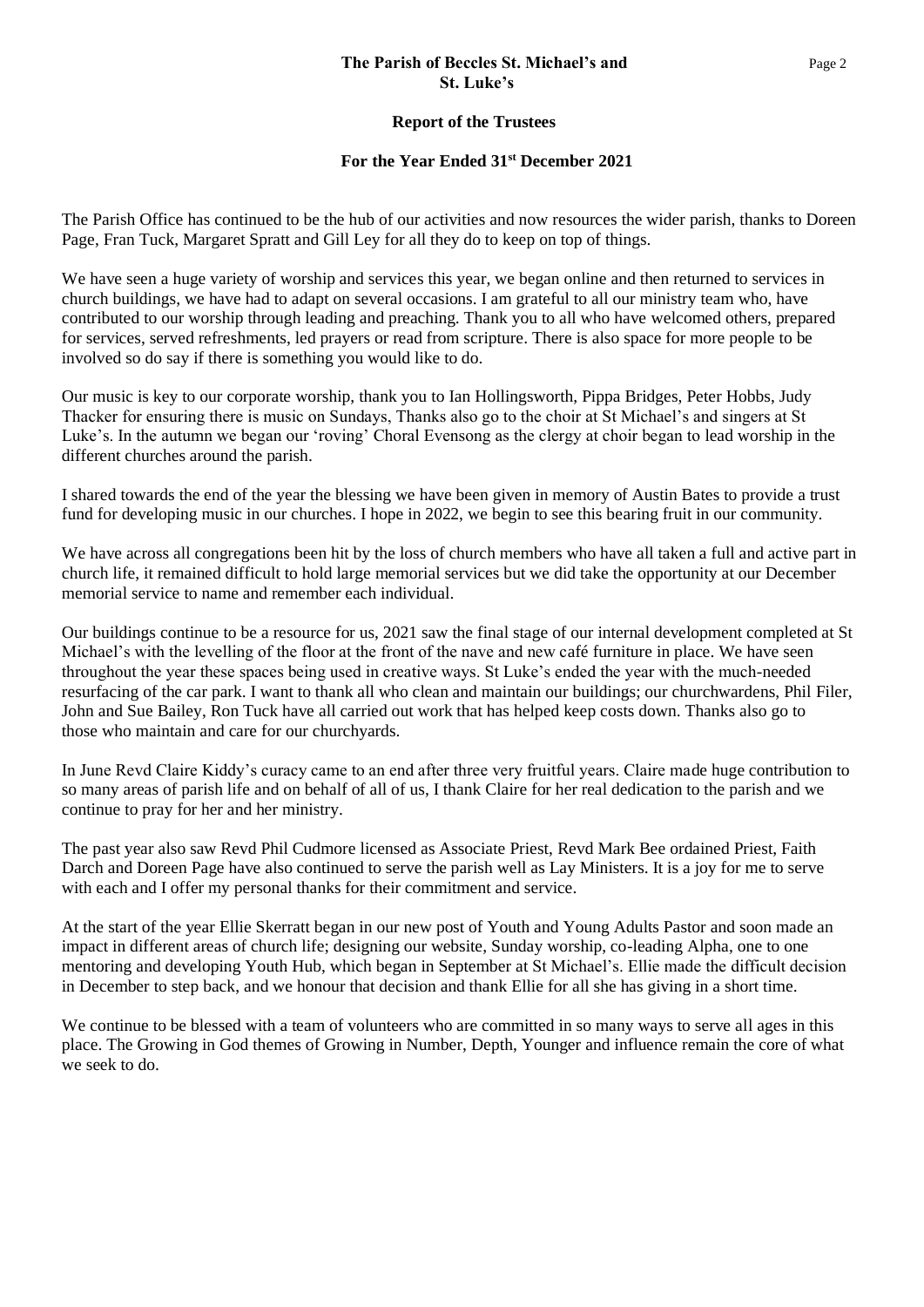**The Parish of Beccles St. Michael's and St. Luke's**

**Report of the Trustees**

**For the Year Ended 31st December 2021**

The Parish Office has continued to be the hub of our activities and now resources the wider parish, thanks to Doreen Page, Fran Tuck, Margaret Spratt and Gill Ley for all they do to keep on top of things.

We have seen a huge variety of worship and services this year, we began online and then returned to services in church buildings, we have had to adapt on several occasions. I am grateful to all our ministry team who, have contributed to our worship through leading and preaching. Thank you to all who have welcomed others, prepared for services, served refreshments, led prayers or read from scripture. There is also space for more people to be involved so do say if there is something you would like to do.

Our music is key to our corporate worship, thank you to Ian Hollingsworth, Pippa Bridges, Peter Hobbs, Judy Thacker for ensuring there is music on Sundays, Thanks also go to the choir at St Michael's and singers at St Luke's. In the autumn we began our 'roving' Choral Evensong as the clergy at choir began to lead worship in the different churches around the parish.

I shared towards the end of the year the blessing we have been given in memory of Austin Bates to provide a trust fund for developing music in our churches. I hope in 2022, we begin to see this bearing fruit in our community.

We have across all congregations been hit by the loss of church members who have all taken a full and active part in church life, it remained difficult to hold large memorial services but we did take the opportunity at our December memorial service to name and remember each individual.

Our buildings continue to be a resource for us, 2021 saw the final stage of our internal development completed at St Michael's with the levelling of the floor at the front of the nave and new café furniture in place. We have seen throughout the year these spaces being used in creative ways. St Luke's ended the year with the much-needed resurfacing of the car park. I want to thank all who clean and maintain our buildings; our churchwardens, Phil Filer, John and Sue Bailey, Ron Tuck have all carried out work that has helped keep costs down. Thanks also go to those who maintain and care for our churchyards.

In June Revd Claire Kiddy's curacy came to an end after three very fruitful years. Claire made huge contribution to so many areas of parish life and on behalf of all of us, I thank Claire for her real dedication to the parish and we continue to pray for her and her ministry.

The past year also saw Revd Phil Cudmore licensed as Associate Priest, Revd Mark Bee ordained Priest, Faith Darch and Doreen Page have also continued to serve the parish well as Lay Ministers. It is a joy for me to serve with each and I offer my personal thanks for their commitment and service.

At the start of the year Ellie Skerratt began in our new post of Youth and Young Adults Pastor and soon made an impact in different areas of church life; designing our website, Sunday worship, co-leading Alpha, one to one mentoring and developing Youth Hub, which began in September at St Michael's. Ellie made the difficult decision in December to step back, and we honour that decision and thank Ellie for all she has giving in a short time.

We continue to be blessed with a team of volunteers who are committed in so many ways to serve all ages in this place. The Growing in God themes of Growing in Number, Depth, Younger and influence remain the core of what we seek to do.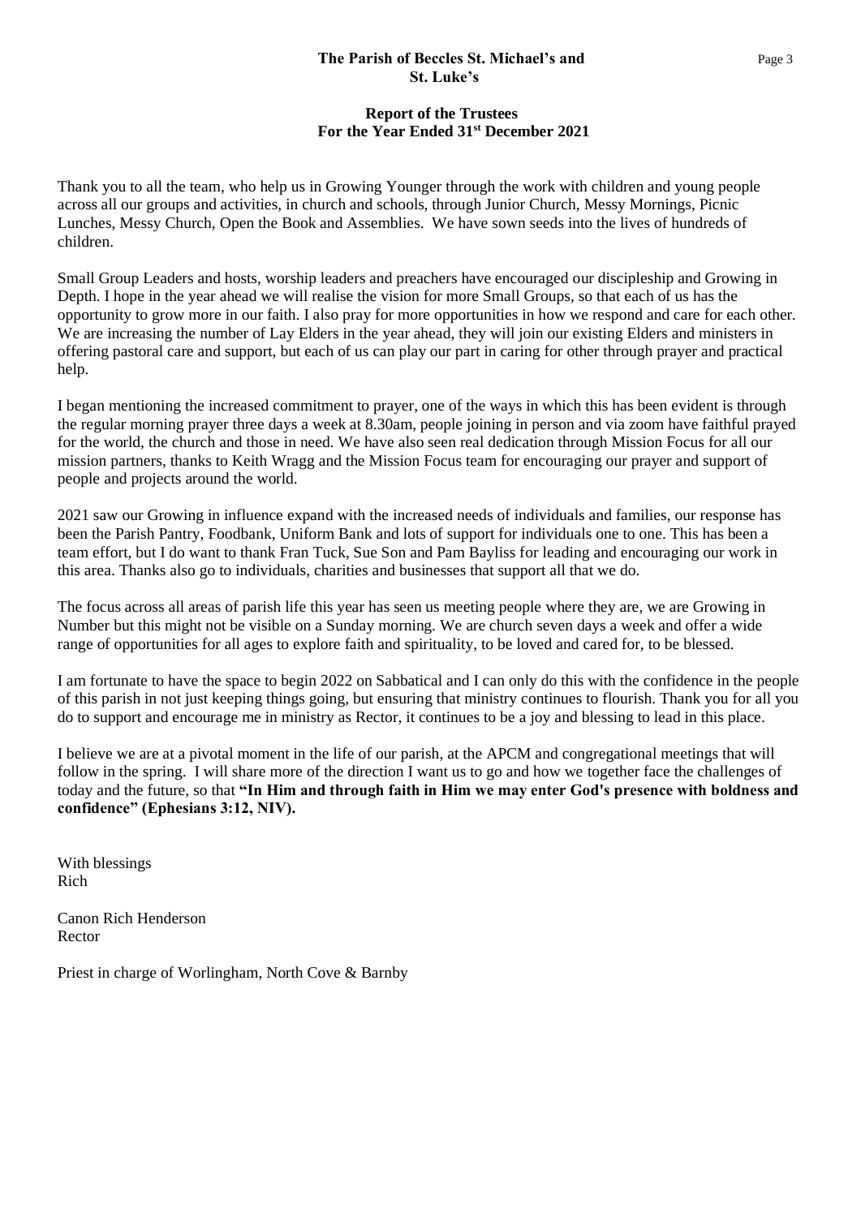Thank you to all the team, who help us in Growing Younger through the work with children and young people across all our groups and activities, in church and schools, through Junior Church, Messy Mornings, Picnic Lunches, Messy Church, Open the Book and Assemblies. We have sown seeds into the lives of hundreds of children.

Small Group Leaders and hosts, worship leaders and preachers have encouraged our discipleship and Growing in Depth. I hope in the year ahead we will realise the vision for more Small Groups, so that each of us has the opportunity to grow more in our faith. I also pray for more opportunities in how we respond and care for each other. We are increasing the number of Lay Elders in the year ahead, they will join our existing Elders and ministers in offering pastoral care and support, but each of us can play our part in caring for other through prayer and practical help.

I began mentioning the increased commitment to prayer, one of the ways in which this has been evident is through the regular morning prayer three days a week at 8.30am, people joining in person and via zoom have faithful prayed for the world, the church and those in need. We have also seen real dedication through Mission Focus for all our mission partners, thanks to Keith Wragg and the Mission Focus team for encouraging our prayer and support of people and projects around the world.

2021 saw our Growing in influence expand with the increased needs of individuals and families, our response has been the Parish Pantry, Foodbank, Uniform Bank and lots of support for individuals one to one. This has been a team effort, but I do want to thank Fran Tuck, Sue Son and Pam Bayliss for leading and encouraging our work in this area. Thanks also go to individuals, charities and businesses that support all that we do.

The focus across all areas of parish life this year has seen us meeting people where they are, we are Growing in Number but this might not be visible on a Sunday morning. We are church seven days a week and offer a wide range of opportunities for all ages to explore faith and spirituality, to be loved and cared for, to be blessed.

I am fortunate to have the space to begin 2022 on Sabbatical and I can only do this with the confidence in the people of this parish in not just keeping things going, but ensuring that ministry continues to flourish. Thank you for all you do to support and encourage me in ministry as Rector, it continues to be a joy and blessing to lead in this place.

I believe we are at a pivotal moment in the life of our parish, at the APCM and congregational meetings that will follow in the spring. I will share more of the direction I want us to go and how we together face the challenges of today and the future, so that **"In Him and through faith in Him we may enter God's presence with boldness and confidence" (Ephesians 3:12, NIV).**

With blessings
Rich

Canon Rich Henderson
Rector

Priest in charge of Worlingham, North Cove & Barnby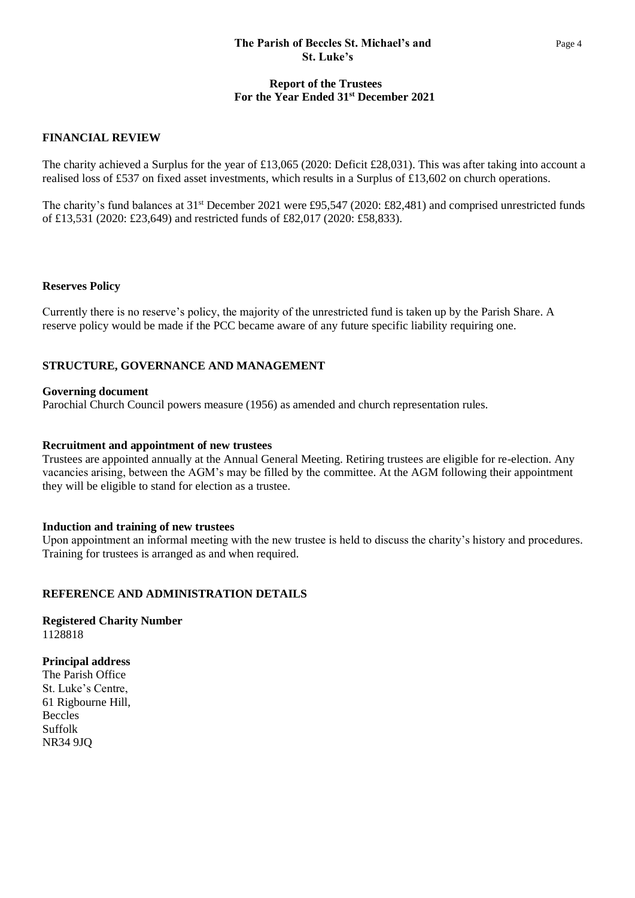## FINANCIAL REVIEW

The charity achieved a Surplus for the year of £13,065 (2020: Deficit £28,031). This was after taking into account a realised loss of £537 on fixed asset investments, which results in a Surplus of £13,602 on church operations.

The charity's fund balances at 31st December 2021 were £95,547 (2020: £82,481) and comprised unrestricted funds of £13,531 (2020: £23,649) and restricted funds of £82,017 (2020: £58,833).

### Reserves Policy

Currently there is no reserve's policy, the majority of the unrestricted fund is taken up by the Parish Share. A reserve policy would be made if the PCC became aware of any future specific liability requiring one.

## STRUCTURE, GOVERNANCE AND MANAGEMENT

### Governing document

Parochial Church Council powers measure (1956) as amended and church representation rules.

### Recruitment and appointment of new trustees

Trustees are appointed annually at the Annual General Meeting. Retiring trustees are eligible for re-election. Any vacancies arising, between the AGM's may be filled by the committee. At the AGM following their appointment they will be eligible to stand for election as a trustee.

### Induction and training of new trustees

Upon appointment an informal meeting with the new trustee is held to discuss the charity's history and procedures. Training for trustees is arranged as and when required.

## REFERENCE AND ADMINISTRATION DETAILS

**Registered Charity Number**
1128818

**Principal address**
The Parish Office
St. Luke's Centre,
61 Rigbourne Hill,
Beccles
Suffolk
NR34 9JQ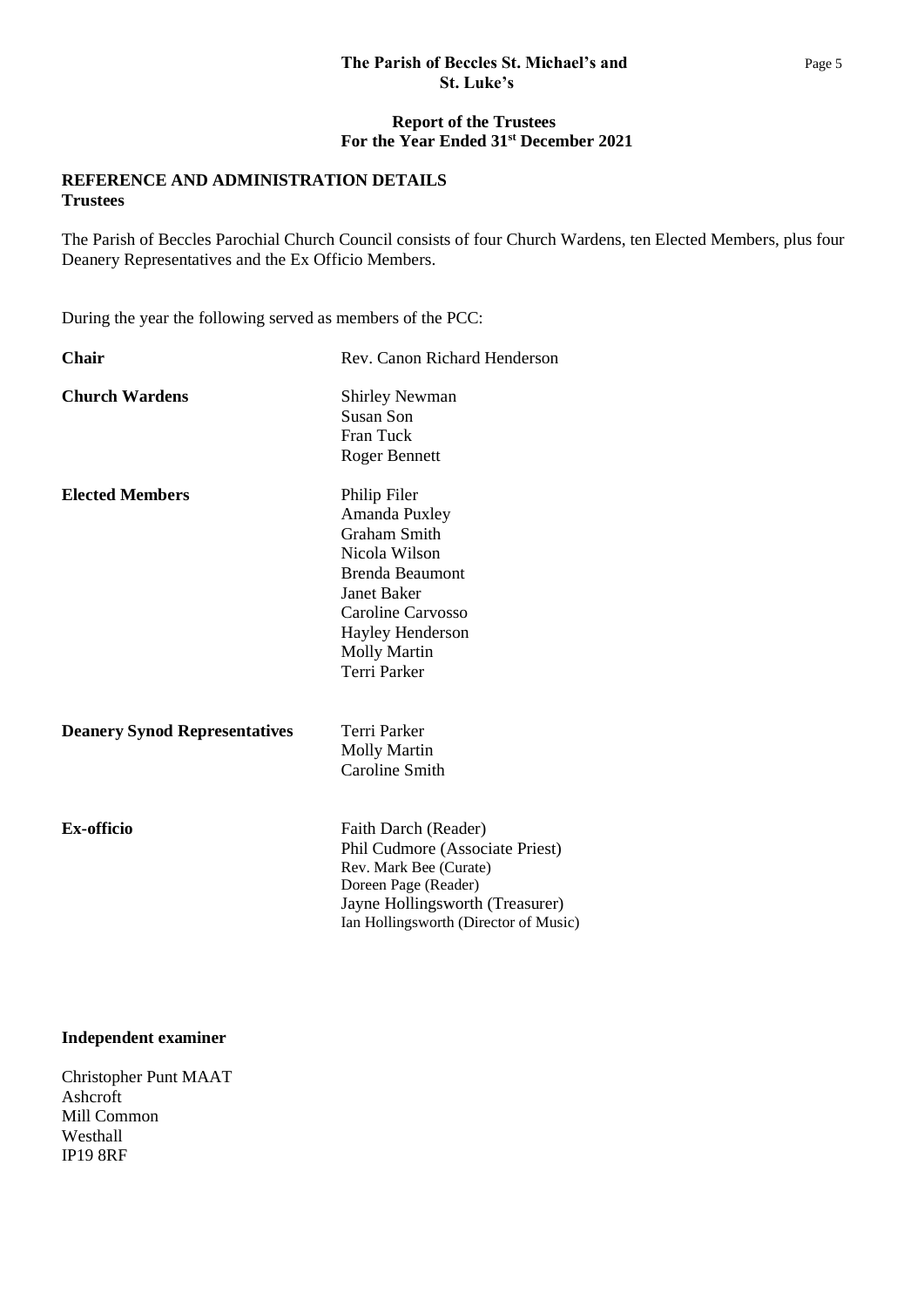**The Parish of Beccles St. Michael's and St. Luke's**

**Report of the Trustees**
**For the Year Ended 31st December 2021**

## REFERENCE AND ADMINISTRATION DETAILS

### Trustees

The Parish of Beccles Parochial Church Council consists of four Church Wardens, ten Elected Members, plus four Deanery Representatives and the Ex Officio Members.

During the year the following served as members of the PCC:

| | |
|---|---|
| **Chair** | Rev. Canon Richard Henderson |
| **Church Wardens** | Shirley Newman<br>Susan Son<br>Fran Tuck<br>Roger Bennett |
| **Elected Members** | Philip Filer<br>Amanda Puxley<br>Graham Smith<br>Nicola Wilson<br>Brenda Beaumont<br>Janet Baker<br>Caroline Carvosso<br>Hayley Henderson<br>Molly Martin<br>Terri Parker |
| **Deanery Synod Representatives** | Terri Parker<br>Molly Martin<br>Caroline Smith |
| **Ex-officio** | Faith Darch (Reader)<br>Phil Cudmore (Associate Priest)<br>Rev. Mark Bee (Curate)<br>Doreen Page (Reader)<br>Jayne Hollingsworth (Treasurer)<br>Ian Hollingsworth (Director of Music) |

### Independent examiner

Christopher Punt MAAT
Ashcroft
Mill Common
Westhall
IP19 8RF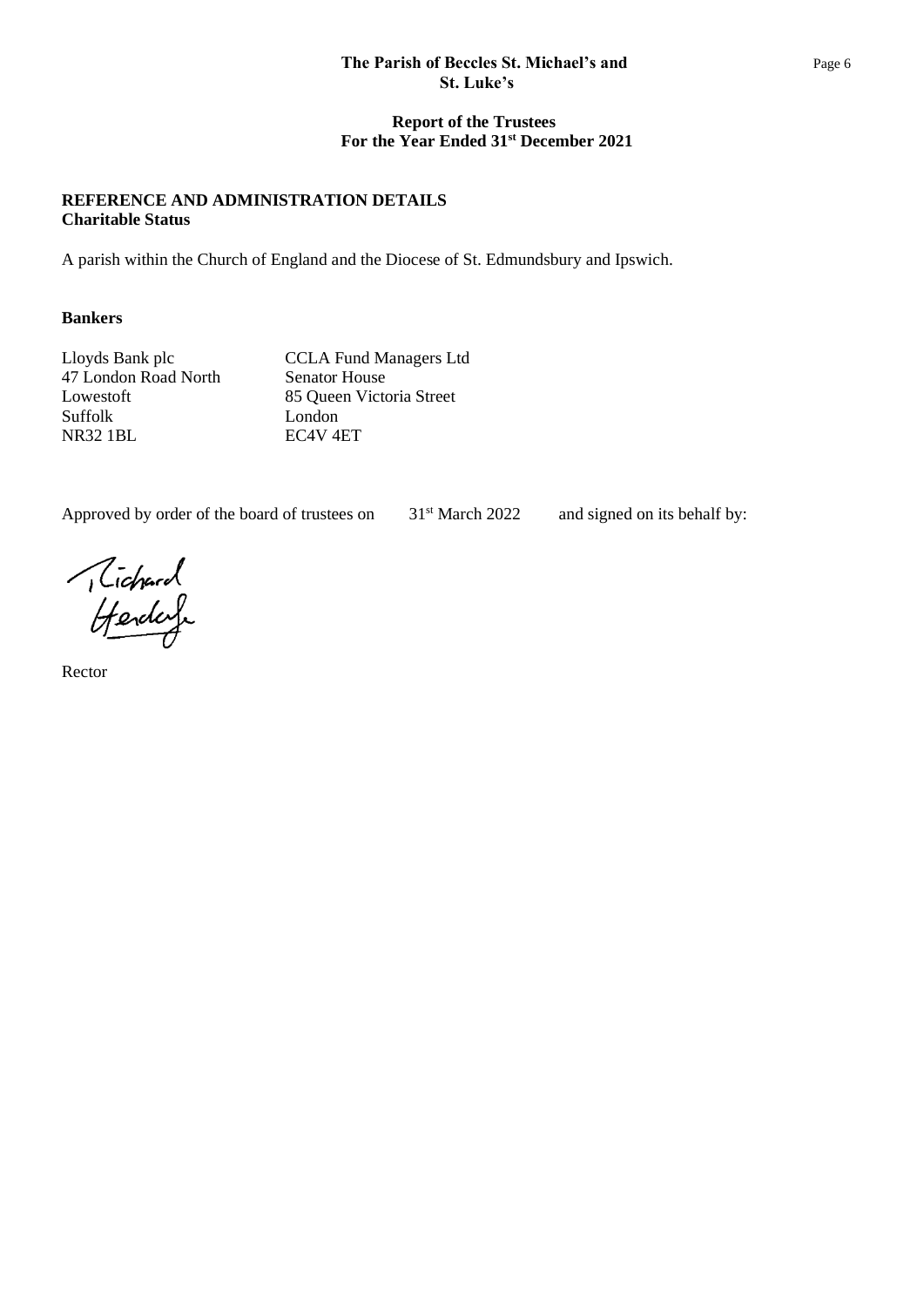## REFERENCE AND ADMINISTRATION DETAILS

**Charitable Status**

A parish within the Church of England and the Diocese of St. Edmundsbury and Ipswich.

**Bankers**

| Lloyds Bank plc | CCLA Fund Managers Ltd |
|---|---|
| 47 London Road North | Senator House |
| Lowestoft | 85 Queen Victoria Street |
| Suffolk | London |
| NR32 1BL | EC4V 4ET |

Approved by order of the board of trustees on 31st March 2022 and signed on its behalf by:

Richard Hendry

Rector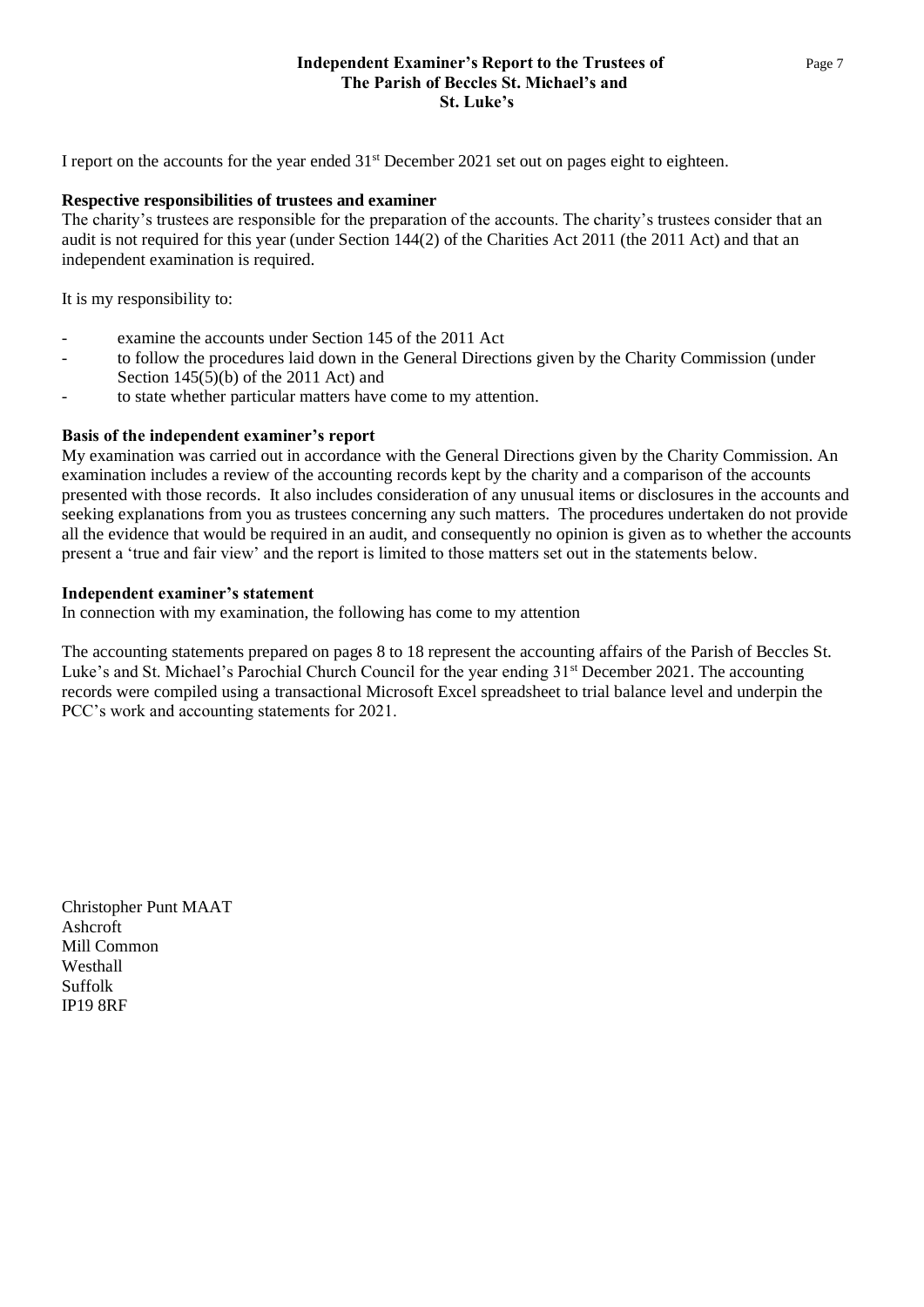# Independent Examiner's Report to the Trustees of The Parish of Beccles St. Michael's and St. Luke's

I report on the accounts for the year ended 31st December 2021 set out on pages eight to eighteen.

**Respective responsibilities of trustees and examiner**

The charity's trustees are responsible for the preparation of the accounts. The charity's trustees consider that an audit is not required for this year (under Section 144(2) of the Charities Act 2011 (the 2011 Act) and that an independent examination is required.

It is my responsibility to:

- examine the accounts under Section 145 of the 2011 Act
- to follow the procedures laid down in the General Directions given by the Charity Commission (under Section 145(5)(b) of the 2011 Act) and
- to state whether particular matters have come to my attention.

**Basis of the independent examiner's report**

My examination was carried out in accordance with the General Directions given by the Charity Commission. An examination includes a review of the accounting records kept by the charity and a comparison of the accounts presented with those records. It also includes consideration of any unusual items or disclosures in the accounts and seeking explanations from you as trustees concerning any such matters. The procedures undertaken do not provide all the evidence that would be required in an audit, and consequently no opinion is given as to whether the accounts present a 'true and fair view' and the report is limited to those matters set out in the statements below.

**Independent examiner's statement**

In connection with my examination, the following has come to my attention

The accounting statements prepared on pages 8 to 18 represent the accounting affairs of the Parish of Beccles St. Luke's and St. Michael's Parochial Church Council for the year ending 31st December 2021. The accounting records were compiled using a transactional Microsoft Excel spreadsheet to trial balance level and underpin the PCC's work and accounting statements for 2021.

Christopher Punt MAAT
Ashcroft
Mill Common
Westhall
Suffolk
IP19 8RF